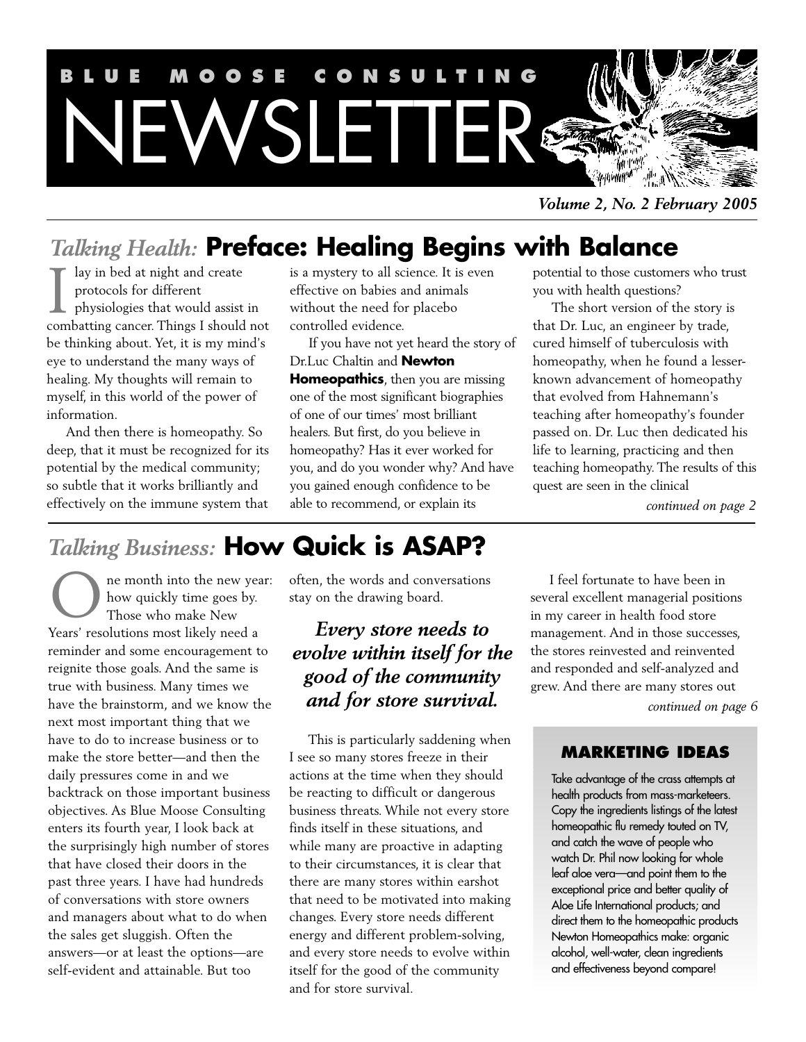# BLUE MOOSE CONSULTING NEWSLETTER

*Volume 2, No. 2 February 2005*

## *Talking Health:* Preface: Healing Begins with Balance

I lay in bed at night and create protocols for different physiologies that would assist in combatting cancer. Things I should not be thinking about. Yet, it is my mind's eye to understand the many ways of healing. My thoughts will remain to myself, in this world of the power of information.

And then there is homeopathy. So deep, that it must be recognized for its potential by the medical community; so subtle that it works brilliantly and effectively on the immune system that is a mystery to all science. It is even effective on babies and animals without the need for placebo controlled evidence.

If you have not yet heard the story of Dr.Luc Chaltin and **Newton Homeopathics**, then you are missing one of the most significant biographies of one of our times' most brilliant healers. But first, do you believe in homeopathy? Has it ever worked for you, and do you wonder why? And have you gained enough confidence to be able to recommend, or explain its potential to those customers who trust you with health questions?

The short version of the story is that Dr. Luc, an engineer by trade, cured himself of tuberculosis with homeopathy, when he found a lesser-known advancement of homeopathy that evolved from Hahnemann's teaching after homeopathy's founder passed on. Dr. Luc then dedicated his life to learning, practicing and then teaching homeopathy. The results of this quest are seen in the clinical

*continued on page 2*

## *Talking Business:* How Quick is ASAP?

One month into the new year: how quickly time goes by. Those who make New Years' resolutions most likely need a reminder and some encouragement to reignite those goals. And the same is true with business. Many times we have the brainstorm, and we know the next most important thing that we have to do to increase business or to make the store better—and then the daily pressures come in and we backtrack on those important business objectives. As Blue Moose Consulting enters its fourth year, I look back at the surprisingly high number of stores that have closed their doors in the past three years. I have had hundreds of conversations with store owners and managers about what to do when the sales get sluggish. Often the answers—or at least the options—are self-evident and attainable. But too often, the words and conversations stay on the drawing board.

> ***Every store needs to evolve within itself for the good of the community and for store survival.***

This is particularly saddening when I see so many stores freeze in their actions at the time when they should be reacting to difficult or dangerous business threats. While not every store finds itself in these situations, and while many are proactive in adapting to their circumstances, it is clear that there are many stores within earshot that need to be motivated into making changes. Every store needs different energy and different problem-solving, and every store needs to evolve within itself for the good of the community and for store survival.

I feel fortunate to have been in several excellent managerial positions in my career in health food store management. And in those successes, the stores reinvested and reinvented and responded and self-analyzed and grew. And there are many stores out

*continued on page 6*

### MARKETING IDEAS

Take advantage of the crass attempts at health products from mass-marketeers. Copy the ingredients listings of the latest homeopathic flu remedy touted on TV, and catch the wave of people who watch Dr. Phil now looking for whole leaf aloe vera—and point them to the exceptional price and better quality of Aloe Life International products; and direct them to the homeopathic products Newton Homeopathics make: organic alcohol, well-water, clean ingredients and effectiveness beyond compare!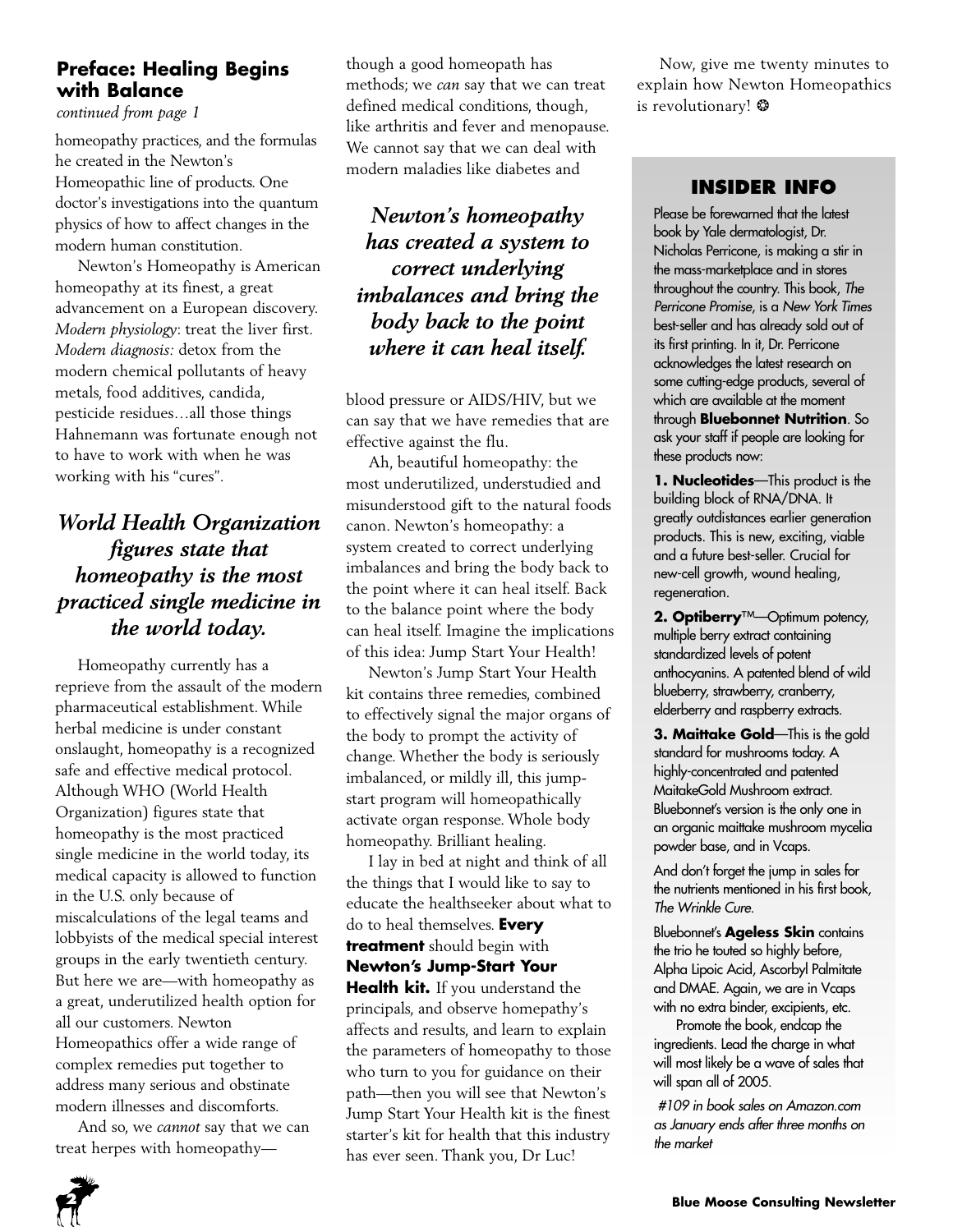## Preface: Healing Begins with Balance

*continued from page 1*

homeopathy practices, and the formulas he created in the Newton's Homeopathic line of products. One doctor's investigations into the quantum physics of how to affect changes in the modern human constitution.

Newton's Homeopathy is American homeopathy at its finest, a great advancement on a European discovery. *Modern physiology*: treat the liver first. *Modern diagnosis:* detox from the modern chemical pollutants of heavy metals, food additives, candida, pesticide residues…all those things Hahnemann was fortunate enough not to have to work with when he was working with his "cures".

***World Health Organization figures state that homeopathy is the most practiced single medicine in the world today.***

Homeopathy currently has a reprieve from the assault of the modern pharmaceutical establishment. While herbal medicine is under constant onslaught, homeopathy is a recognized safe and effective medical protocol. Although WHO (World Health Organization) figures state that homeopathy is the most practiced single medicine in the world today, its medical capacity is allowed to function in the U.S. only because of miscalculations of the legal teams and lobbyists of the medical special interest groups in the early twentieth century. But here we are—with homeopathy as a great, underutilized health option for all our customers. Newton Homeopathics offer a wide range of complex remedies put together to address many serious and obstinate modern illnesses and discomforts.

And so, we *cannot* say that we can treat herpes with homeopathy—though a good homeopath has methods; we *can* say that we can treat defined medical conditions, though, like arthritis and fever and menopause. We cannot say that we can deal with modern maladies like diabetes and

***Newton's homeopathy has created a system to correct underlying imbalances and bring the body back to the point where it can heal itself.***

blood pressure or AIDS/HIV, but we can say that we have remedies that are effective against the flu.

Ah, beautiful homeopathy: the most underutilized, understudied and misunderstood gift to the natural foods canon. Newton's homeopathy: a system created to correct underlying imbalances and bring the body back to the point where it can heal itself. Back to the balance point where the body can heal itself. Imagine the implications of this idea: Jump Start Your Health!

Newton's Jump Start Your Health kit contains three remedies, combined to effectively signal the major organs of the body to prompt the activity of change. Whether the body is seriously imbalanced, or mildly ill, this jump-start program will homeopathically activate organ response. Whole body homeopathy. Brilliant healing.

I lay in bed at night and think of all the things that I would like to say to educate the healthseeker about what to do to heal themselves. **Every treatment** should begin with **Newton's Jump-Start Your Health kit.** If you understand the principals, and observe homepathy's affects and results, and learn to explain the parameters of homeopathy to those who turn to you for guidance on their path—then you will see that Newton's Jump Start Your Health kit is the finest starter's kit for health that this industry has ever seen. Thank you, Dr Luc!

Now, give me twenty minutes to explain how Newton Homeopathics is revolutionary! ❂

### INSIDER INFO

Please be forewarned that the latest book by Yale dermatologist, Dr. Nicholas Perricone, is making a stir in the mass-marketplace and in stores throughout the country. This book, *The Perricone Promise*, is a *New York Times* best-seller and has already sold out of its first printing. In it, Dr. Perricone acknowledges the latest research on some cutting-edge products, several of which are available at the moment through **Bluebonnet Nutrition**. So ask your staff if people are looking for these products now:

**1. Nucleotides**—This product is the building block of RNA/DNA. It greatly outdistances earlier generation products. This is new, exciting, viable and a future best-seller. Crucial for new-cell growth, wound healing, regeneration.

**2. Optiberry**™—Optimum potency, multiple berry extract containing standardized levels of potent anthocyanins. A patented blend of wild blueberry, strawberry, cranberry, elderberry and raspberry extracts.

**3. Maittake Gold**—This is the gold standard for mushrooms today. A highly-concentrated and patented MaitakeGold Mushroom extract. Bluebonnet's version is the only one in an organic maittake mushroom mycelia powder base, and in Vcaps.

And don't forget the jump in sales for the nutrients mentioned in his first book, *The Wrinkle Cure*.

Bluebonnet's **Ageless Skin** contains the trio he touted so highly before, Alpha Lipoic Acid, Ascorbyl Palmitate and DMAE. Again, we are in Vcaps with no extra binder, excipients, etc.

Promote the book, endcap the ingredients. Lead the charge in what will most likely be a wave of sales that will span all of 2005.

*#109 in book sales on Amazon.com as January ends after three months on the market*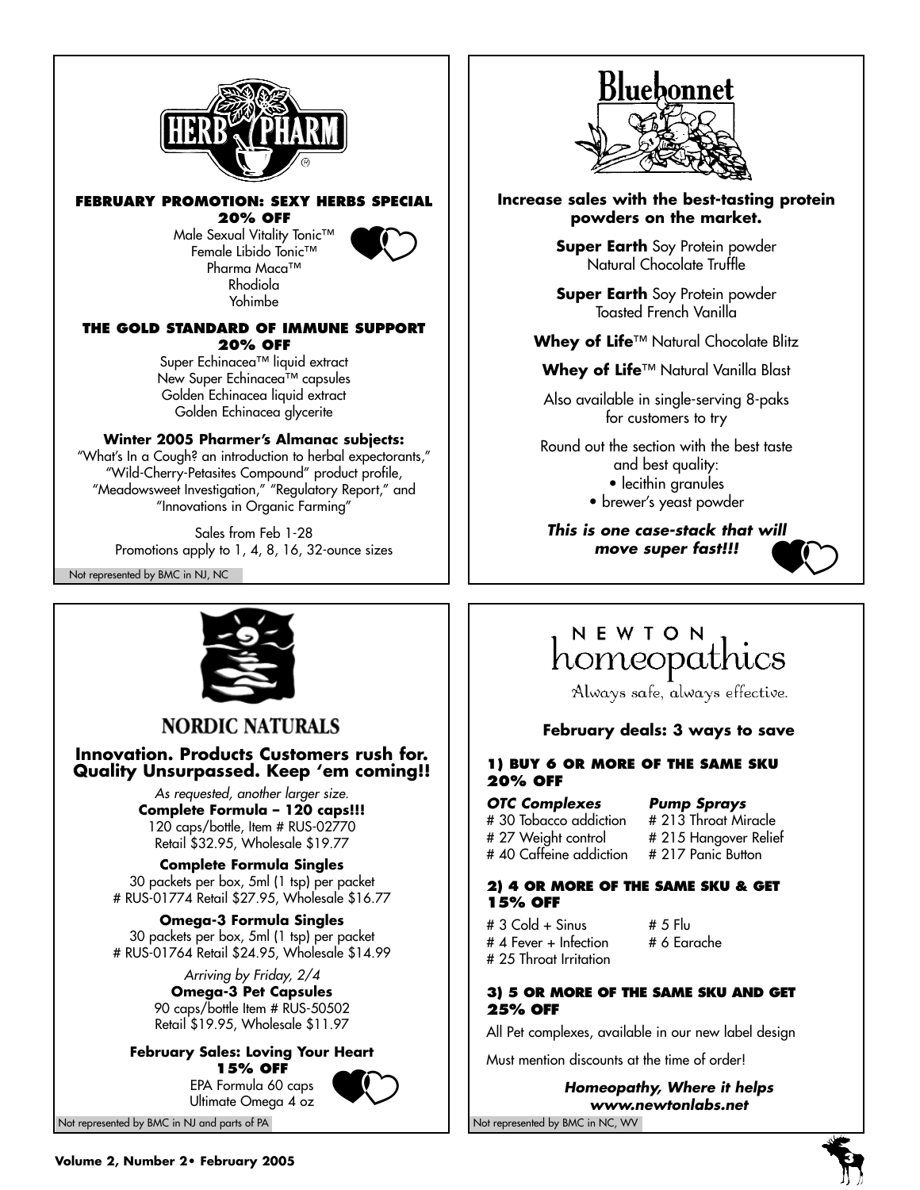## HERB PHARM

**FEBRUARY PROMOTION: SEXY HERBS SPECIAL**
**20% OFF**

Male Sexual Vitality Tonic™
Female Libido Tonic™
Pharma Maca™
Rhodiola
Yohimbe

**THE GOLD STANDARD OF IMMUNE SUPPORT**
**20% OFF**

Super Echinacea™ liquid extract
New Super Echinacea™ capsules
Golden Echinacea liquid extract
Golden Echinacea glycerite

**Winter 2005 Pharmer's Almanac subjects:**
"What's In a Cough? an introduction to herbal expectorants," "Wild-Cherry-Petasites Compound" product profile, "Meadowsweet Investigation," "Regulatory Report," and "Innovations in Organic Farming"

Sales from Feb 1-28
Promotions apply to 1, 4, 8, 16, 32-ounce sizes

Not represented by BMC in NJ, NC

## Bluebonnet

**Increase sales with the best-tasting protein powders on the market.**

**Super Earth** Soy Protein powder
Natural Chocolate Truffle

**Super Earth** Soy Protein powder
Toasted French Vanilla

**Whey of Life**™ Natural Chocolate Blitz

**Whey of Life**™ Natural Vanilla Blast

Also available in single-serving 8-paks for customers to try

Round out the section with the best taste and best quality:

- lecithin granules
- brewer's yeast powder

***This is one case-stack that will move super fast!!!***

## NORDIC NATURALS

**Innovation. Products Customers rush for. Quality Unsurpassed. Keep 'em coming!!**

*As requested, another larger size.*
**Complete Formula – 120 caps!!!**
120 caps/bottle, Item # RUS-02770
Retail $32.95, Wholesale $19.77

**Complete Formula Singles**
30 packets per box, 5ml (1 tsp) per packet
# RUS-01774 Retail $27.95, Wholesale $16.77

**Omega-3 Formula Singles**
30 packets per box, 5ml (1 tsp) per packet
# RUS-01764 Retail $24.95, Wholesale $14.99

*Arriving by Friday, 2/4*
**Omega-3 Pet Capsules**
90 caps/bottle Item # RUS-50502
Retail $19.95, Wholesale $11.97

**February Sales: Loving Your Heart**
**15% OFF**
EPA Formula 60 caps
Ultimate Omega 4 oz

Not represented by BMC in NJ and parts of PA

## NEWTON homeopathics

Always safe, always effective.

**February deals: 3 ways to save**

**1) BUY 6 OR MORE OF THE SAME SKU 20% OFF**

***OTC Complexes***
# 30 Tobacco addiction
# 27 Weight control
# 40 Caffeine addiction

***Pump Sprays***
# 213 Throat Miracle
# 215 Hangover Relief
# 217 Panic Button

**2) 4 OR MORE OF THE SAME SKU & GET 15% OFF**

# 3 Cold + Sinus
# 4 Fever + Infection
# 25 Throat Irritation
# 5 Flu
# 6 Earache

**3) 5 OR MORE OF THE SAME SKU AND GET 25% OFF**

All Pet complexes, available in our new label design

Must mention discounts at the time of order!

***Homeopathy, Where it helps***
***www.newtonlabs.net***

Not represented by BMC in NC, WV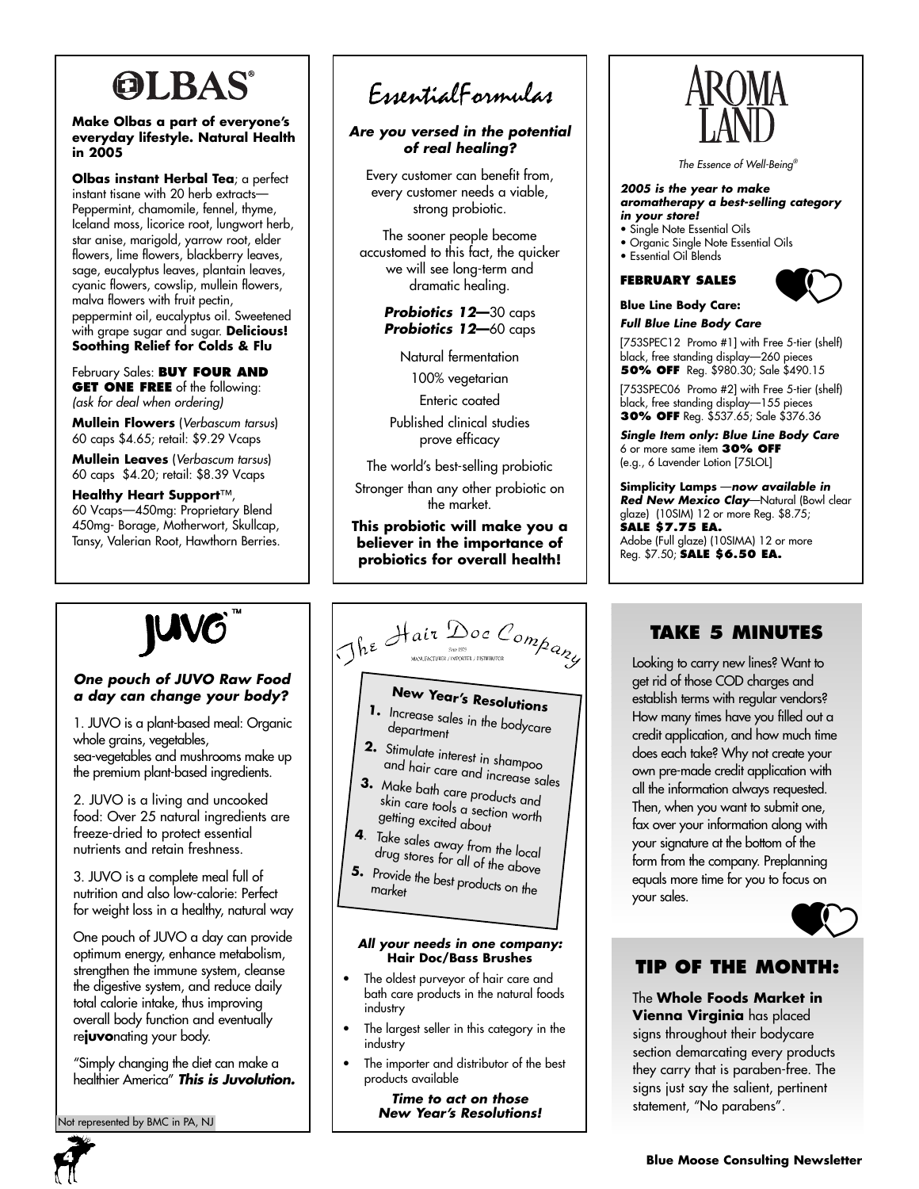# OLBAS®

**Make Olbas a part of everyone's everyday lifestyle. Natural Health in 2005**

**Olbas instant Herbal Tea**; a perfect instant tisane with 20 herb extracts—Peppermint, chamomile, fennel, thyme, Iceland moss, licorice root, lungwort herb, star anise, marigold, yarrow root, elder flowers, lime flowers, blackberry leaves, sage, eucalyptus leaves, plantain leaves, cyanic flowers, cowslip, mullein flowers, malva flowers with fruit pectin, peppermint oil, eucalyptus oil. Sweetened with grape sugar and sugar. **Delicious! Soothing Relief for Colds & Flu**

February Sales: **BUY FOUR AND GET ONE FREE** of the following: *(ask for deal when ordering)*

**Mullein Flowers** (*Verbascum tarsus*) 60 caps $4.65; retail: $9.29 Vcaps

**Mullein Leaves** (*Verbascum tarsus*) 60 caps $4.20; retail: $8.39 Vcaps

**Healthy Heart Support**™, 60 Vcaps—450mg: Proprietary Blend 450mg- Borage, Motherwort, Skullcap, Tansy, Valerian Root, Hawthorn Berries.

# EssentialFormulas

***Are you versed in the potential of real healing?***

Every customer can benefit from, every customer needs a viable, strong probiotic.

The sooner people become accustomed to this fact, the quicker we will see long-term and dramatic healing.

***Probiotics 12***—30 caps
***Probiotics 12***—60 caps

Natural fermentation

100% vegetarian

Enteric coated

Published clinical studies prove efficacy

The world's best-selling probiotic

Stronger than any other probiotic on the market.

**This probiotic will make you a believer in the importance of probiotics for overall health!**

# AROMA LAND

*The Essence of Well-Being®*

***2005 is the year to make aromatherapy a best-selling category in your store!***

- Single Note Essential Oils
- Organic Single Note Essential Oils
- Essential Oil Blends

**FEBRUARY SALES**

**Blue Line Body Care:**

***Full Blue Line Body Care***

[753SPEC12 Promo #1] with Free 5-tier (shelf) black, free standing display—260 pieces
**50% OFF** Reg. $980.30; Sale $490.15

[753SPEC06 Promo #2] with Free 5-tier (shelf) black, free standing display—155 pieces
**30% OFF** Reg. $537.65; Sale $376.36

***Single Item only: Blue Line Body Care*** 6 or more same item **30% OFF** (e.g., 6 Lavender Lotion [75LOL]

**Simplicity Lamps** —***now available in Red New Mexico Clay***—Natural (Bowl clear glaze) (10SIM) 12 or more Reg. $8.75; **SALE $7.75 EA.**
Adobe (Full glaze) (10SIMA) 12 or more Reg. $7.50; **SALE $6.50 EA.**

# JUVO™

***One pouch of JUVO Raw Food a day can change your body?***

1. JUVO is a plant-based meal: Organic whole grains, vegetables, sea-vegetables and mushrooms make up the premium plant-based ingredients.

2. JUVO is a living and uncooked food: Over 25 natural ingredients are freeze-dried to protect essential nutrients and retain freshness.

3. JUVO is a complete meal full of nutrition and also low-calorie: Perfect for weight loss in a healthy, natural way

One pouch of JUVO a day can provide optimum energy, enhance metabolism, strengthen the immune system, cleanse the digestive system, and reduce daily total calorie intake, thus improving overall body function and eventually re**juvo**nating your body.

"Simply changing the diet can make a healthier America" ***This is Juvolution.***

Not represented by BMC in PA, NJ

# The Hair Doc Company

Since 1979
MANUFACTURER / IMPORTER / DISTRIBUTOR

**New Year's Resolutions**

1. Increase sales in the bodycare department
2. Stimulate interest in shampoo and hair care and increase sales
3. Make bath care products and skin care tools a section worth getting excited about
4. Take sales away from the local drug stores for all of the above
5. Provide the best products on the market

***All your needs in one company:***
**Hair Doc/Bass Brushes**

- The oldest purveyor of hair care and bath care products in the natural foods industry
- The largest seller in this category in the industry
- The importer and distributor of the best products available

***Time to act on those New Year's Resolutions!***

## TAKE 5 MINUTES

Looking to carry new lines? Want to get rid of those COD charges and establish terms with regular vendors? How many times have you filled out a credit application, and how much time does each take? Why not create your own pre-made credit application with all the information always requested. Then, when you want to submit one, fax over your information along with your signature at the bottom of the form from the company. Preplanning equals more time for you to focus on your sales.

## TIP OF THE MONTH:

The **Whole Foods Market in Vienna Virginia** has placed signs throughout their bodycare section demarcating every products they carry that is paraben-free. The signs just say the salient, pertinent statement, "No parabens".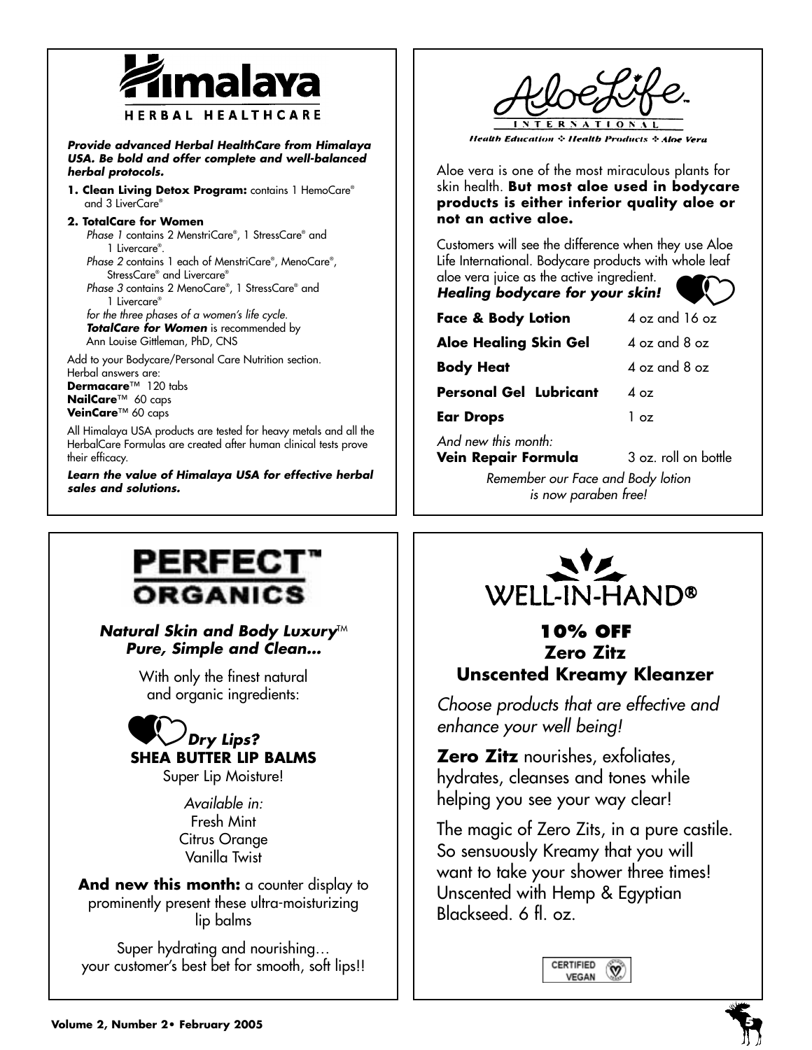# Himalaya

HERBAL HEALTHCARE

***Provide advanced Herbal HealthCare from Himalaya USA. Be bold and offer complete and well-balanced herbal protocols.***

1. **Clean Living Detox Program:** contains 1 HemoCare® and 3 LiverCare®

2. **TotalCare for Women**
   *Phase 1* contains 2 MenstriCare®, 1 StressCare® and 1 Livercare®.
   *Phase 2* contains 1 each of MenstriCare®, MenoCare®, StressCare® and Livercare®
   *Phase 3* contains 2 MenoCare®, 1 StressCare® and 1 Livercare®
   *for the three phases of a women's life cycle.*
   ***TotalCare for Women*** is recommended by Ann Louise Gittleman, PhD, CNS

Add to your Bodycare/Personal Care Nutrition section.
Herbal answers are:
**Dermacare**™ 120 tabs
**NailCare**™ 60 caps
**VeinCare**™ 60 caps

All Himalaya USA products are tested for heavy metals and all the HerbalCare Formulas are created after human clinical tests prove their efficacy.

***Learn the value of Himalaya USA for effective herbal sales and solutions.***

# AloeLife™ INTERNATIONAL

*Health Education ✣ Health Products ✣ Aloe Vera*

Aloe vera is one of the most miraculous plants for skin health. **But most aloe used in bodycare products is either inferior quality aloe or not an active aloe.**

Customers will see the difference when they use Aloe Life International. Bodycare products with whole leaf aloe vera juice as the active ingredient.
***Healing bodycare for your skin!***

| | |
|---|---|
| **Face & Body Lotion** | 4 oz and 16 oz |
| **Aloe Healing Skin Gel** | 4 oz and 8 oz |
| **Body Heat** | 4 oz and 8 oz |
| **Personal Gel Lubricant** | 4 oz |
| **Ear Drops** | 1 oz |
| *And new this month:* **Vein Repair Formula** | 3 oz. roll on bottle |

*Remember our Face and Body lotion is now paraben free!*

# PERFECT™ ORGANICS

***Natural Skin and Body Luxury***™
***Pure, Simple and Clean...***

With only the finest natural and organic ingredients:

***Dry Lips?***
**SHEA BUTTER LIP BALMS**
Super Lip Moisture!

*Available in:*
Fresh Mint
Citrus Orange
Vanilla Twist

**And new this month:** a counter display to prominently present these ultra-moisturizing lip balms

Super hydrating and nourishing… your customer's best bet for smooth, soft lips!!

# WELL-IN-HAND®

## 10% OFF Zero Zitz Unscented Kreamy Kleanzer

*Choose products that are effective and enhance your well being!*

**Zero Zitz** nourishes, exfoliates, hydrates, cleanses and tones while helping you see your way clear!

The magic of Zero Zits, in a pure castile. So sensuously Kreamy that you will want to take your shower three times! Unscented with Hemp & Egyptian Blackseed. 6 fl. oz.

CERTIFIED VEGAN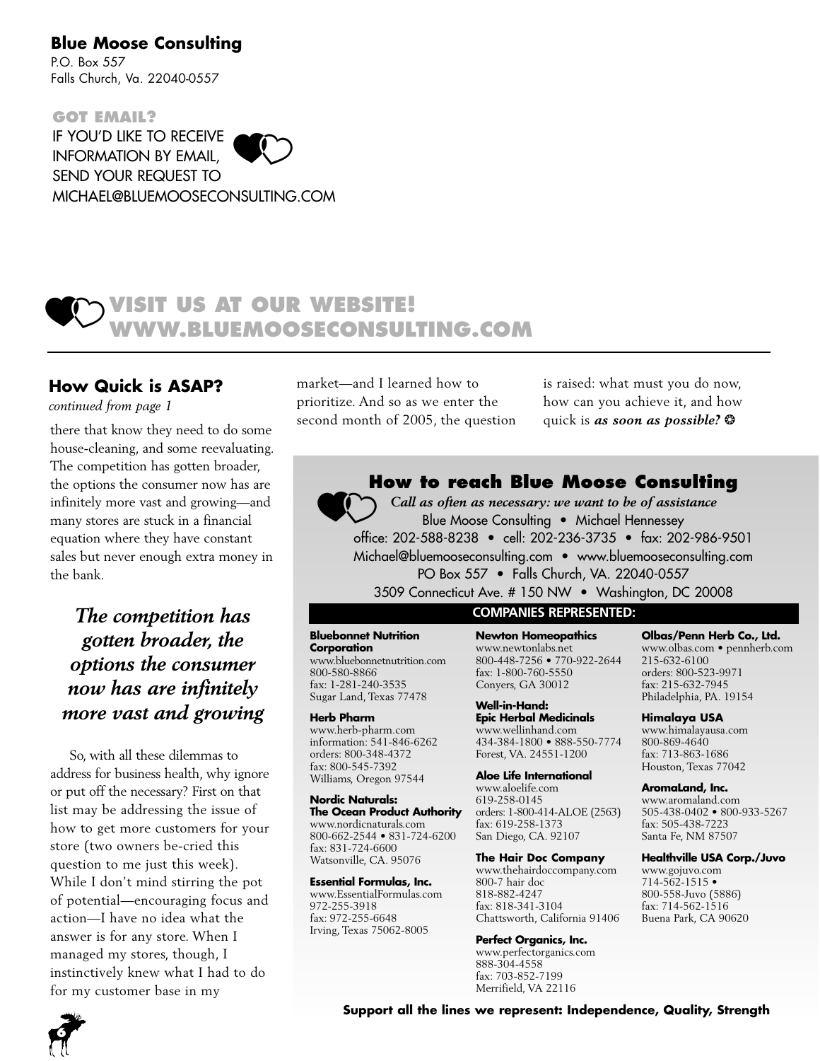**Blue Moose Consulting**
P.O. Box 557
Falls Church, Va. 22040-0557

**GOT EMAIL?**
IF YOU'D LIKE TO RECEIVE INFORMATION BY EMAIL, SEND YOUR REQUEST TO MICHAEL@BLUEMOOSECONSULTING.COM

## VISIT US AT OUR WEBSITE! WWW.BLUEMOOSECONSULTING.COM

## How Quick is ASAP?

*continued from page 1*

there that know they need to do some house-cleaning, and some reevaluating. The competition has gotten broader, the options the consumer now has are infinitely more vast and growing—and many stores are stuck in a financial equation where they have constant sales but never enough extra money in the bank.

> *The competition has gotten broader, the options the consumer now has are infinitely more vast and growing*

So, with all these dilemmas to address for business health, why ignore or put off the necessary? First on that list may be addressing the issue of how to get more customers for your store (two owners be-cried this question to me just this week). While I don't mind stirring the pot of potential—encouraging focus and action—I have no idea what the answer is for any store. When I managed my stores, though, I instinctively knew what I had to do for my customer base in my market—and I learned how to prioritize. And so as we enter the second month of 2005, the question is raised: what must you do now, how can you achieve it, and how quick is ***as soon as possible?*** ❂

## How to reach Blue Moose Consulting

*Call as often as necessary: we want to be of assistance*

Blue Moose Consulting • Michael Hennessey
office: 202-588-8238 • cell: 202-236-3735 • fax: 202-986-9501
Michael@bluemooseconsulting.com • www.bluemooseconsulting.com
PO Box 557 • Falls Church, VA. 22040-0557
3509 Connecticut Ave. # 150 NW • Washington, DC 20008

### COMPANIES REPRESENTED:

**Bluebonnet Nutrition Corporation**
www.bluebonnetnutrition.com
800-580-8866
fax: 1-281-240-3535
Sugar Land, Texas 77478

**Herb Pharm**
www.herb-pharm.com
information: 541-846-6262
orders: 800-348-4372
fax: 800-545-7392
Williams, Oregon 97544

**Nordic Naturals: The Ocean Product Authority**
www.nordicnaturals.com
800-662-2544 • 831-724-6200
fax: 831-724-6600
Watsonville, CA. 95076

**Essential Formulas, Inc.**
www.EssentialFormulas.com
972-255-3918
fax: 972-255-6648
Irving, Texas 75062-8005

**Newton Homeopathics**
www.newtonlabs.net
800-448-7256 • 770-922-2644
fax: 1-800-760-5550
Conyers, GA 30012

**Well-in-Hand: Epic Herbal Medicinals**
www.wellinhand.com
434-384-1800 • 888-550-7774
Forest, VA. 24551-1200

**Aloe Life International**
www.aloelife.com
619-258-0145
orders: 1-800-414-ALOE (2563)
fax: 619-258-1373
San Diego, CA. 92107

**The Hair Doc Company**
www.thehairdoccompany.com
800-7 hair doc
818-882-4247
fax: 818-341-3104
Chattsworth, California 91406

**Perfect Organics, Inc.**
www.perfectorganics.com
888-304-4558
fax: 703-852-7199
Merrifield, VA 22116

**Olbas/Penn Herb Co., Ltd.**
www.olbas.com • pennherb.com
215-632-6100
orders: 800-523-9971
fax: 215-632-7945
Philadelphia, PA. 19154

**Himalaya USA**
www.himalayausa.com
800-869-4640
fax: 713-863-1686
Houston, Texas 77042

**AromaLand, Inc.**
www.aromaland.com
505-438-0402 • 800-933-5267
fax: 505-438-7223
Santa Fe, NM 87507

**Healthville USA Corp./Juvo**
www.gojuvo.com
714-562-1515 •
800-558-Juvo (5886)
fax: 714-562-1516
Buena Park, CA 90620

**Support all the lines we represent: Independence, Quality, Strength**